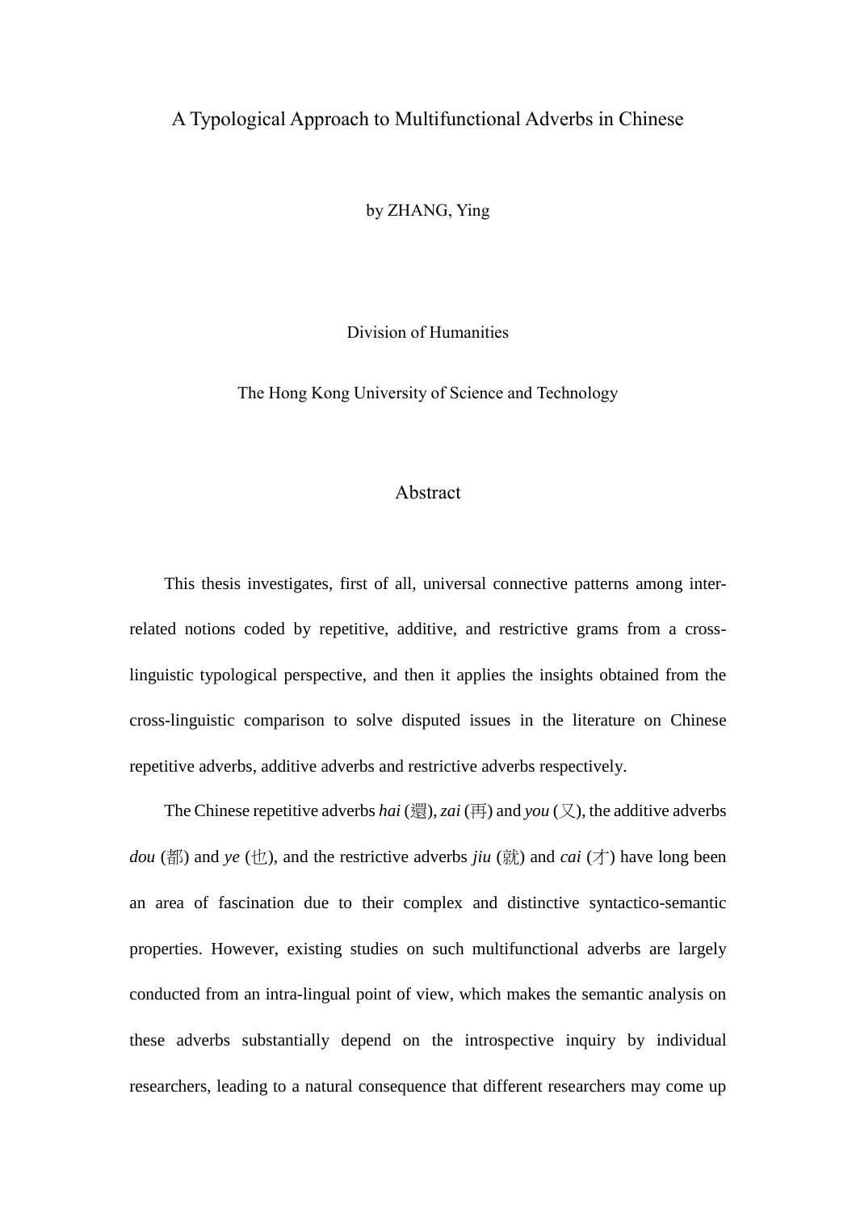# A Typological Approach to Multifunctional Adverbs in Chinese

by ZHANG, Ying

Division of Humanities

The Hong Kong University of Science and Technology

## Abstract

This thesis investigates, first of all, universal connective patterns among inter-related notions coded by repetitive, additive, and restrictive grams from a cross-linguistic typological perspective, and then it applies the insights obtained from the cross-linguistic comparison to solve disputed issues in the literature on Chinese repetitive adverbs, additive adverbs and restrictive adverbs respectively.

The Chinese repetitive adverbs *hai* (還), *zai* (再) and *you* (又), the additive adverbs *dou* (都) and *ye* (也), and the restrictive adverbs *jiu* (就) and *cai* (才) have long been an area of fascination due to their complex and distinctive syntactico-semantic properties. However, existing studies on such multifunctional adverbs are largely conducted from an intra-lingual point of view, which makes the semantic analysis on these adverbs substantially depend on the introspective inquiry by individual researchers, leading to a natural consequence that different researchers may come up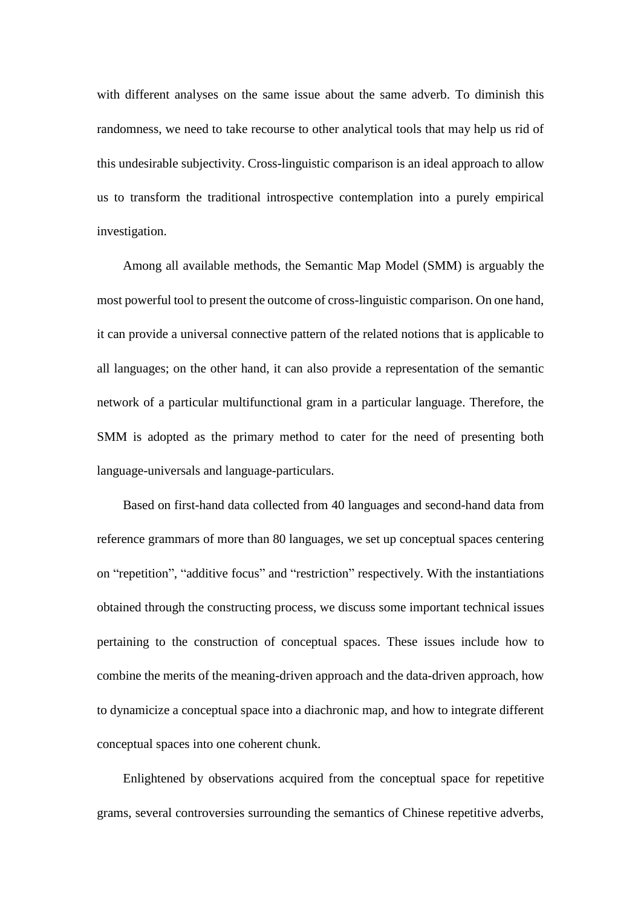with different analyses on the same issue about the same adverb. To diminish this randomness, we need to take recourse to other analytical tools that may help us rid of this undesirable subjectivity. Cross-linguistic comparison is an ideal approach to allow us to transform the traditional introspective contemplation into a purely empirical investigation.

Among all available methods, the Semantic Map Model (SMM) is arguably the most powerful tool to present the outcome of cross-linguistic comparison. On one hand, it can provide a universal connective pattern of the related notions that is applicable to all languages; on the other hand, it can also provide a representation of the semantic network of a particular multifunctional gram in a particular language. Therefore, the SMM is adopted as the primary method to cater for the need of presenting both language-universals and language-particulars.

Based on first-hand data collected from 40 languages and second-hand data from reference grammars of more than 80 languages, we set up conceptual spaces centering on "repetition", "additive focus" and "restriction" respectively. With the instantiations obtained through the constructing process, we discuss some important technical issues pertaining to the construction of conceptual spaces. These issues include how to combine the merits of the meaning-driven approach and the data-driven approach, how to dynamicize a conceptual space into a diachronic map, and how to integrate different conceptual spaces into one coherent chunk.

Enlightened by observations acquired from the conceptual space for repetitive grams, several controversies surrounding the semantics of Chinese repetitive adverbs,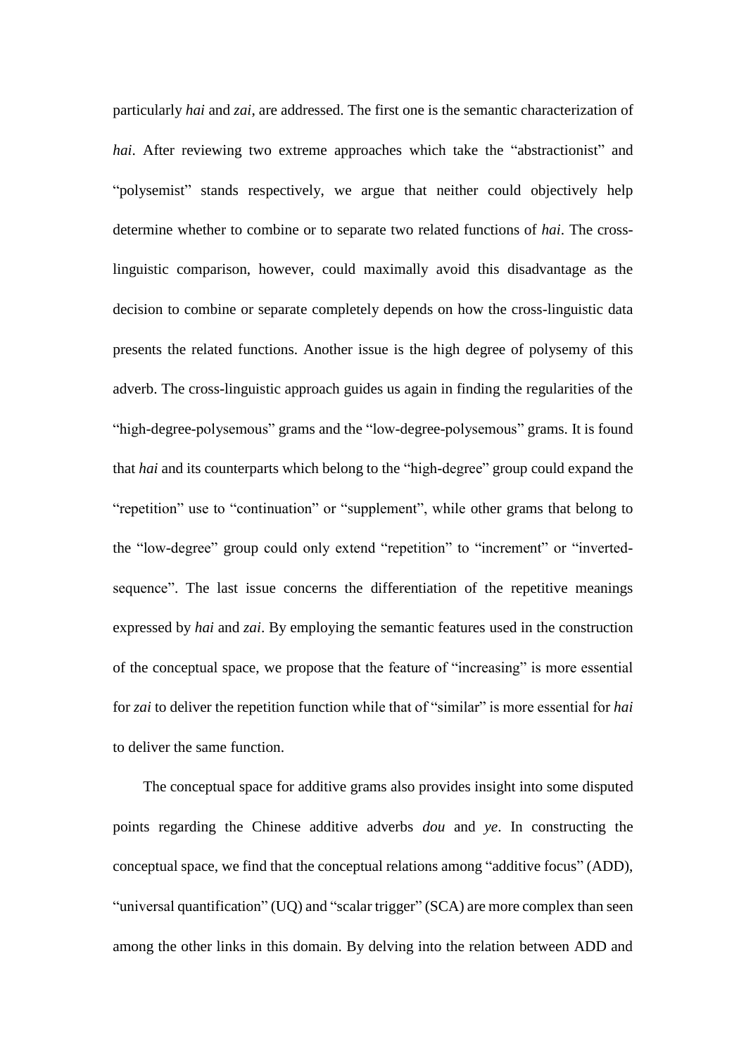particularly *hai* and *zai*, are addressed. The first one is the semantic characterization of *hai*. After reviewing two extreme approaches which take the "abstractionist" and "polysemist" stands respectively, we argue that neither could objectively help determine whether to combine or to separate two related functions of *hai*. The cross-linguistic comparison, however, could maximally avoid this disadvantage as the decision to combine or separate completely depends on how the cross-linguistic data presents the related functions. Another issue is the high degree of polysemy of this adverb. The cross-linguistic approach guides us again in finding the regularities of the "high-degree-polysemous" grams and the "low-degree-polysemous" grams. It is found that *hai* and its counterparts which belong to the "high-degree" group could expand the "repetition" use to "continuation" or "supplement", while other grams that belong to the "low-degree" group could only extend "repetition" to "increment" or "inverted-sequence". The last issue concerns the differentiation of the repetitive meanings expressed by *hai* and *zai*. By employing the semantic features used in the construction of the conceptual space, we propose that the feature of "increasing" is more essential for *zai* to deliver the repetition function while that of "similar" is more essential for *hai* to deliver the same function.

The conceptual space for additive grams also provides insight into some disputed points regarding the Chinese additive adverbs *dou* and *ye*. In constructing the conceptual space, we find that the conceptual relations among "additive focus" (ADD), "universal quantification" (UQ) and "scalar trigger" (SCA) are more complex than seen among the other links in this domain. By delving into the relation between ADD and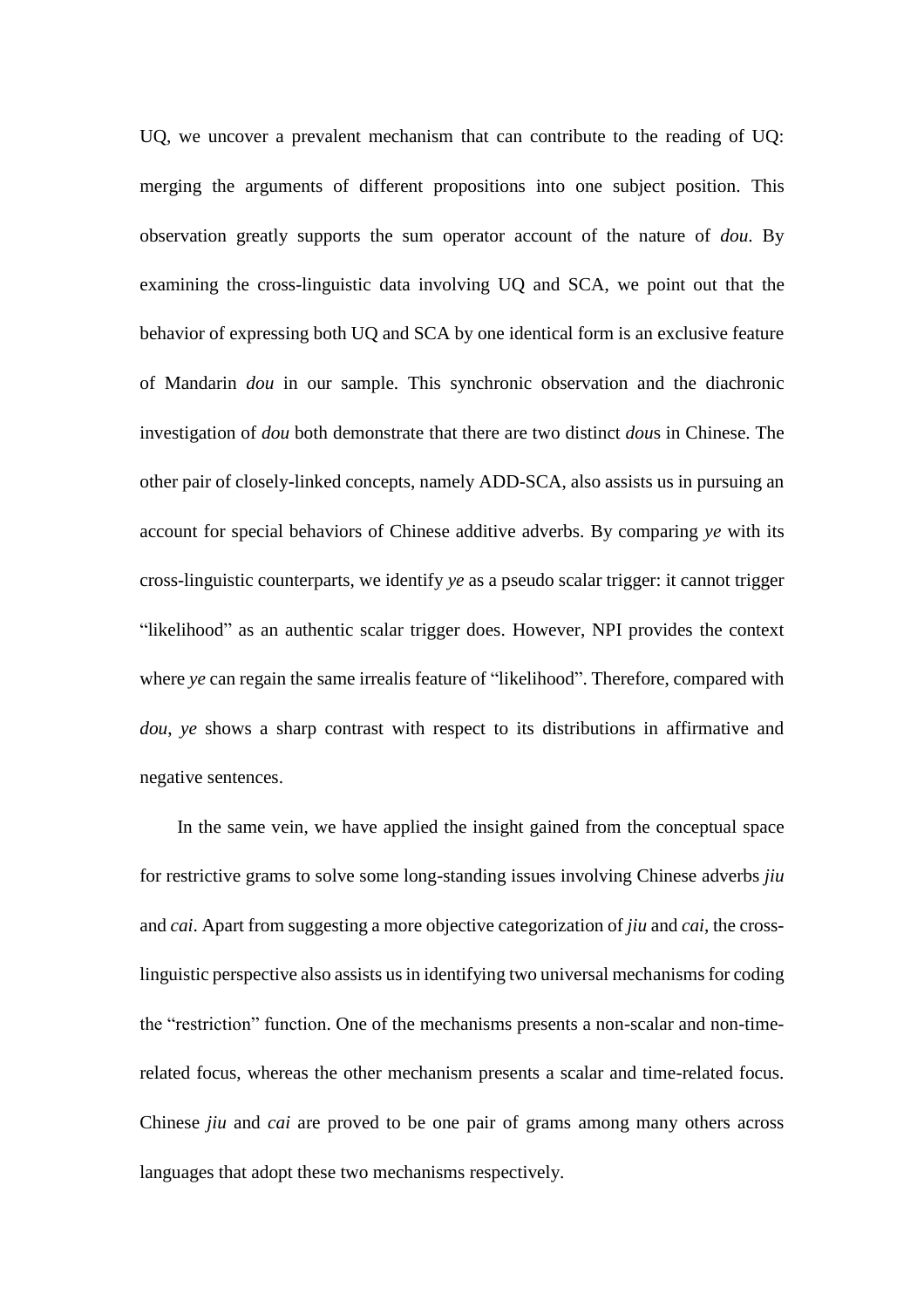UQ, we uncover a prevalent mechanism that can contribute to the reading of UQ: merging the arguments of different propositions into one subject position. This observation greatly supports the sum operator account of the nature of *dou*. By examining the cross-linguistic data involving UQ and SCA, we point out that the behavior of expressing both UQ and SCA by one identical form is an exclusive feature of Mandarin *dou* in our sample. This synchronic observation and the diachronic investigation of *dou* both demonstrate that there are two distinct *dou*s in Chinese. The other pair of closely-linked concepts, namely ADD-SCA, also assists us in pursuing an account for special behaviors of Chinese additive adverbs. By comparing *ye* with its cross-linguistic counterparts, we identify *ye* as a pseudo scalar trigger: it cannot trigger "likelihood" as an authentic scalar trigger does. However, NPI provides the context where *ye* can regain the same irrealis feature of "likelihood". Therefore, compared with *dou*, *ye* shows a sharp contrast with respect to its distributions in affirmative and negative sentences.

In the same vein, we have applied the insight gained from the conceptual space for restrictive grams to solve some long-standing issues involving Chinese adverbs *jiu* and *cai*. Apart from suggesting a more objective categorization of *jiu* and *cai*, the cross-linguistic perspective also assists us in identifying two universal mechanisms for coding the "restriction" function. One of the mechanisms presents a non-scalar and non-time-related focus, whereas the other mechanism presents a scalar and time-related focus. Chinese *jiu* and *cai* are proved to be one pair of grams among many others across languages that adopt these two mechanisms respectively.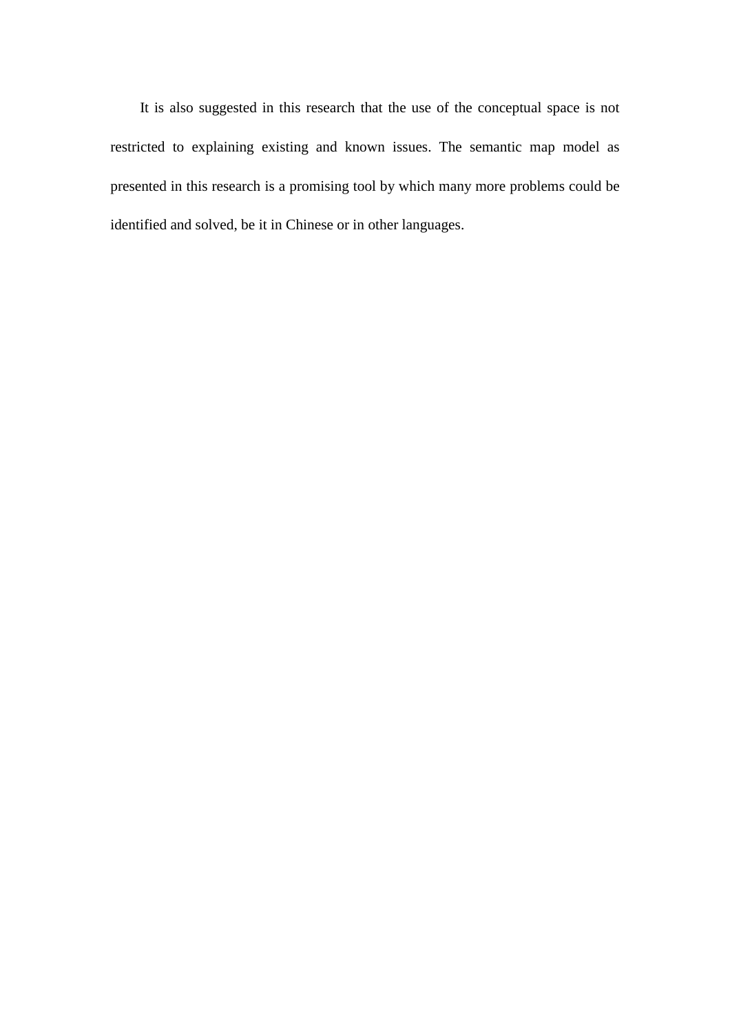It is also suggested in this research that the use of the conceptual space is not restricted to explaining existing and known issues. The semantic map model as presented in this research is a promising tool by which many more problems could be identified and solved, be it in Chinese or in other languages.